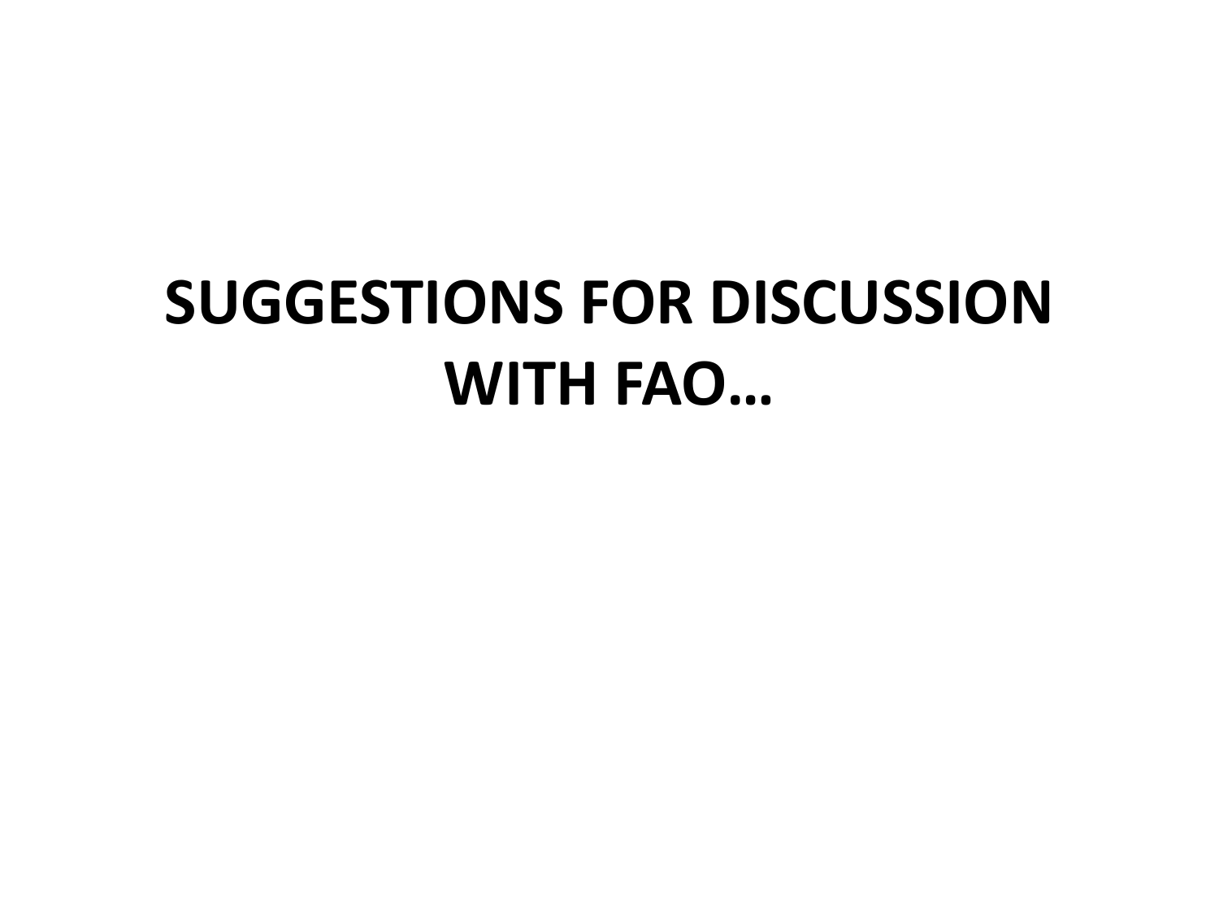# SUGGESTIONS FOR DISCUSSION WITH FAO…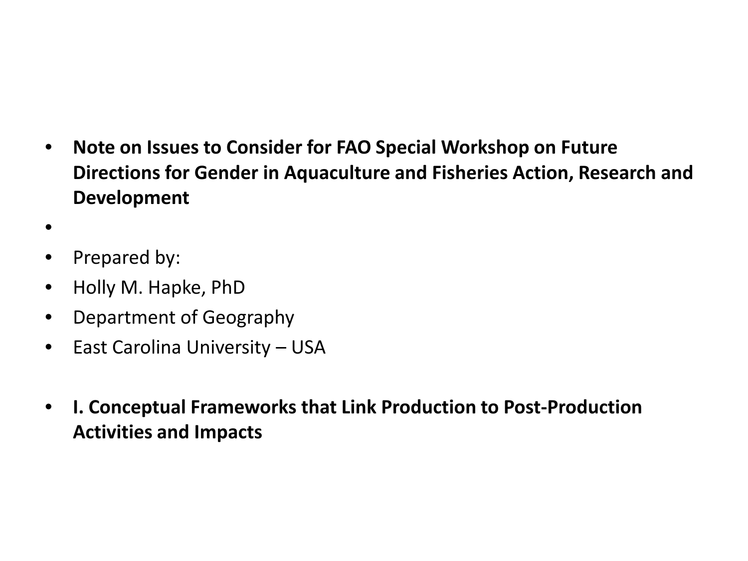- **Note on Issues to Consider for FAO Special Workshop on Future Directions for Gender in Aquaculture and Fisheries Action, Research and Development**
- Prepared by:
- Holly M. Hapke, PhD
- Department of Geography
- East Carolina University – USA
- **I. Conceptual Frameworks that Link Production to Post-Production Activities and Impacts**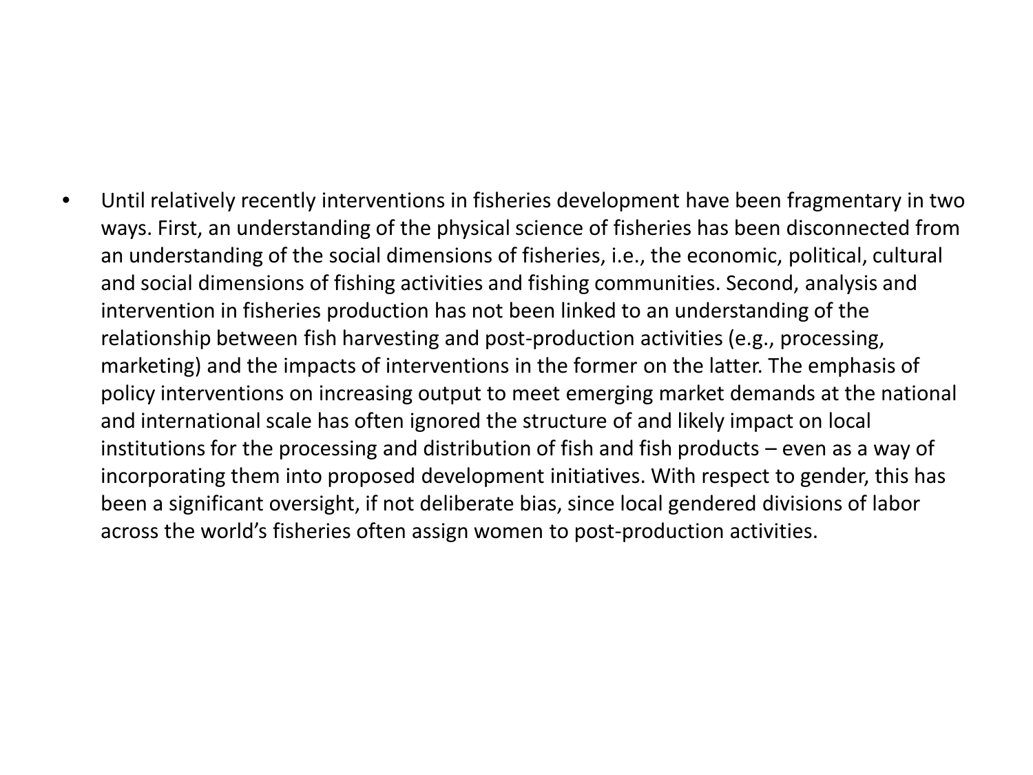- Until relatively recently interventions in fisheries development have been fragmentary in two ways. First, an understanding of the physical science of fisheries has been disconnected from an understanding of the social dimensions of fisheries, i.e., the economic, political, cultural and social dimensions of fishing activities and fishing communities. Second, analysis and intervention in fisheries production has not been linked to an understanding of the relationship between fish harvesting and post-production activities (e.g., processing, marketing) and the impacts of interventions in the former on the latter. The emphasis of policy interventions on increasing output to meet emerging market demands at the national and international scale has often ignored the structure of and likely impact on local institutions for the processing and distribution of fish and fish products – even as a way of incorporating them into proposed development initiatives. With respect to gender, this has been a significant oversight, if not deliberate bias, since local gendered divisions of labor across the world's fisheries often assign women to post-production activities.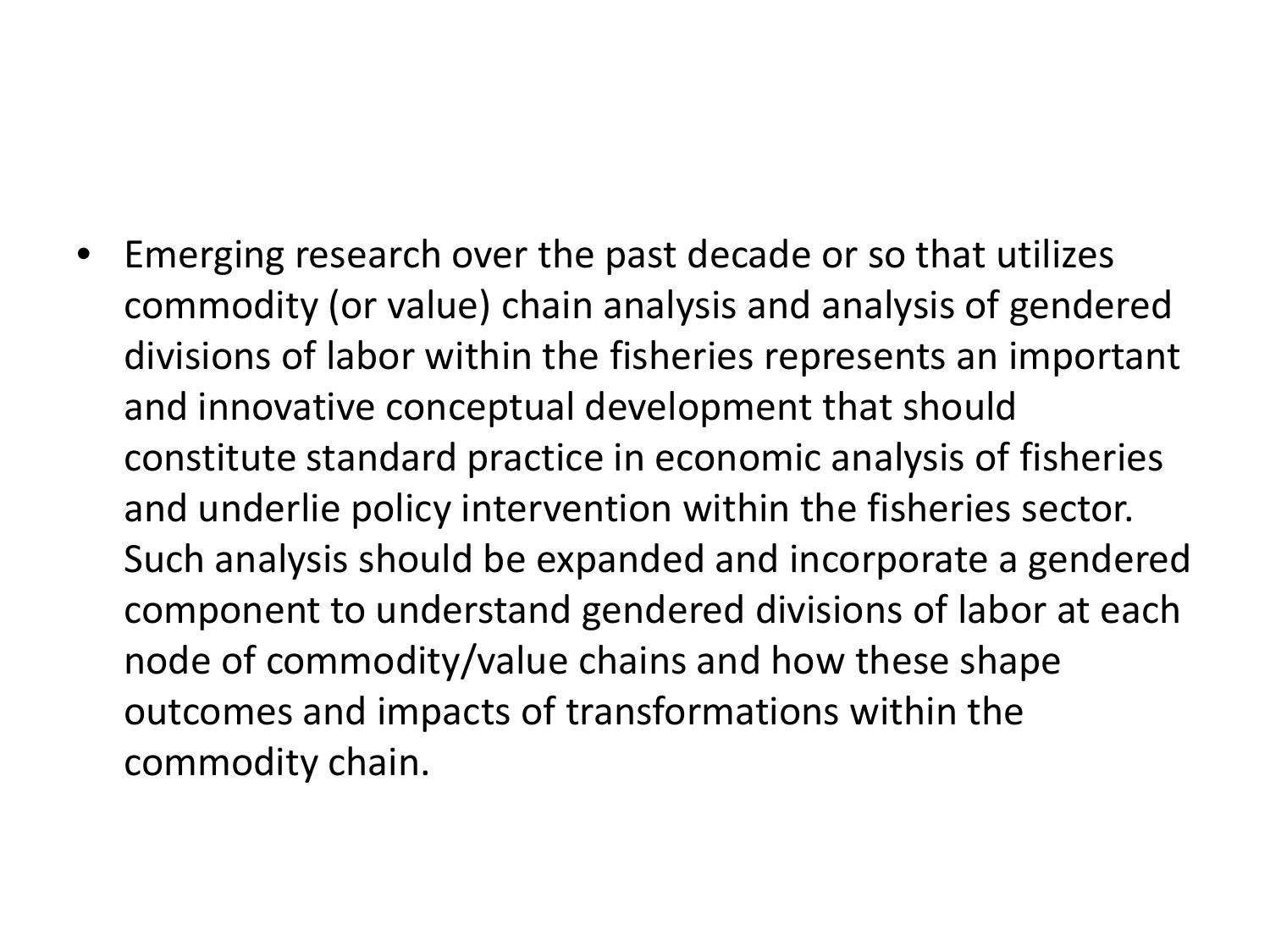- Emerging research over the past decade or so that utilizes commodity (or value) chain analysis and analysis of gendered divisions of labor within the fisheries represents an important and innovative conceptual development that should constitute standard practice in economic analysis of fisheries and underlie policy intervention within the fisheries sector. Such analysis should be expanded and incorporate a gendered component to understand gendered divisions of labor at each node of commodity/value chains and how these shape outcomes and impacts of transformations within the commodity chain.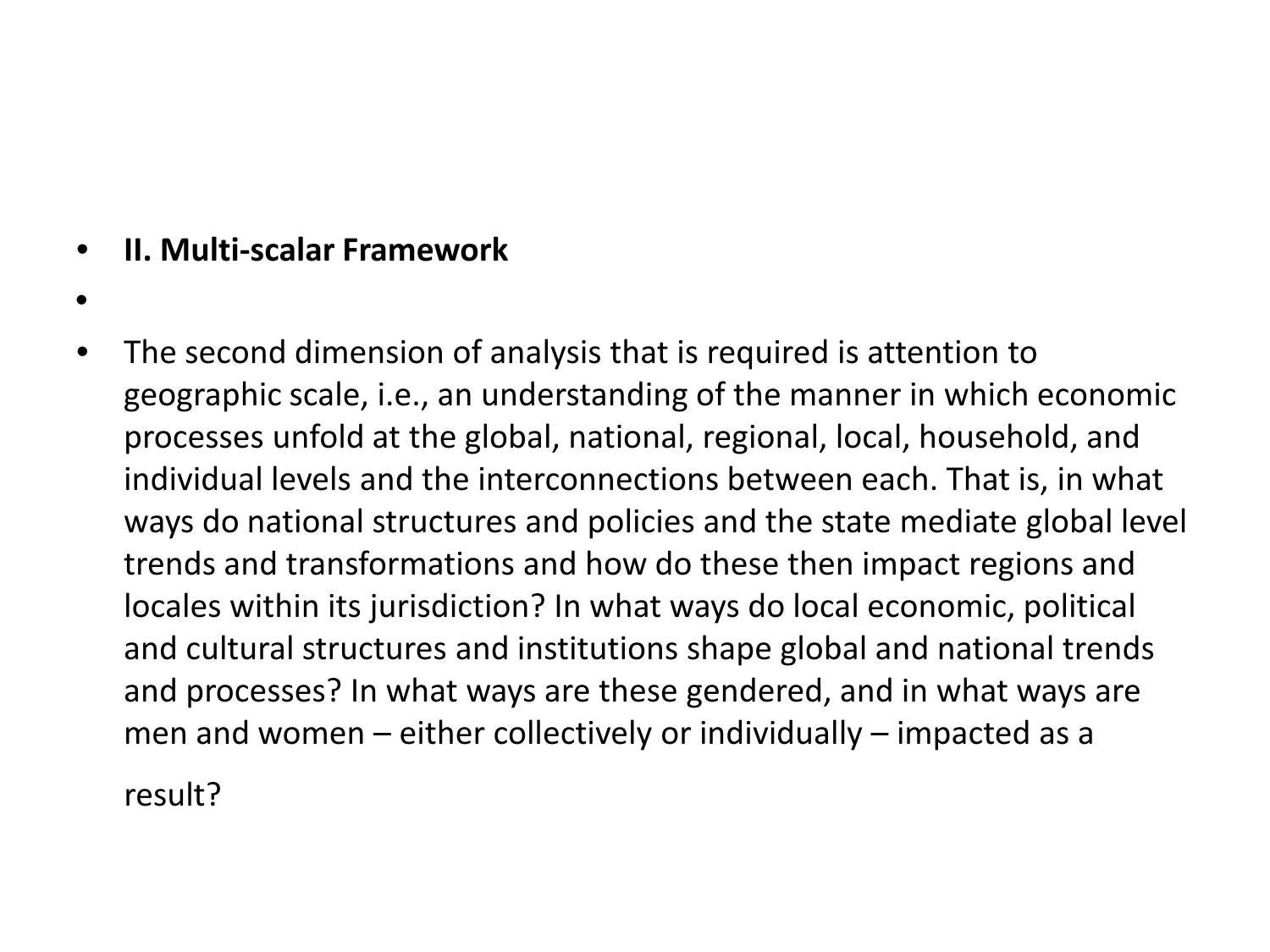- **II. Multi-scalar Framework**

- The second dimension of analysis that is required is attention to geographic scale, i.e., an understanding of the manner in which economic processes unfold at the global, national, regional, local, household, and individual levels and the interconnections between each. That is, in what ways do national structures and policies and the state mediate global level trends and transformations and how do these then impact regions and locales within its jurisdiction? In what ways do local economic, political and cultural structures and institutions shape global and national trends and processes? In what ways are these gendered, and in what ways are men and women – either collectively or individually – impacted as a result?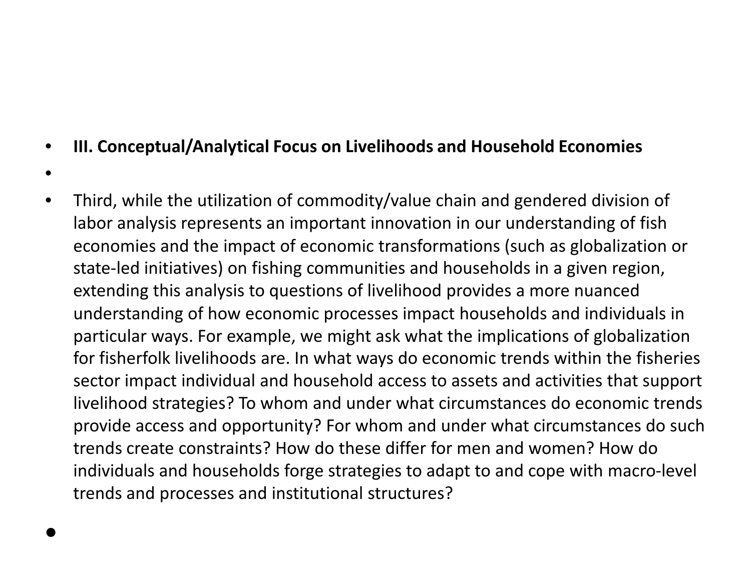- **III. Conceptual/Analytical Focus on Livelihoods and Household Economies**

- Third, while the utilization of commodity/value chain and gendered division of labor analysis represents an important innovation in our understanding of fish economies and the impact of economic transformations (such as globalization or state-led initiatives) on fishing communities and households in a given region, extending this analysis to questions of livelihood provides a more nuanced understanding of how economic processes impact households and individuals in particular ways. For example, we might ask what the implications of globalization for fisherfolk livelihoods are. In what ways do economic trends within the fisheries sector impact individual and household access to assets and activities that support livelihood strategies? To whom and under what circumstances do economic trends provide access and opportunity? For whom and under what circumstances do such trends create constraints? How do these differ for men and women? How do individuals and households forge strategies to adapt to and cope with macro-level trends and processes and institutional structures?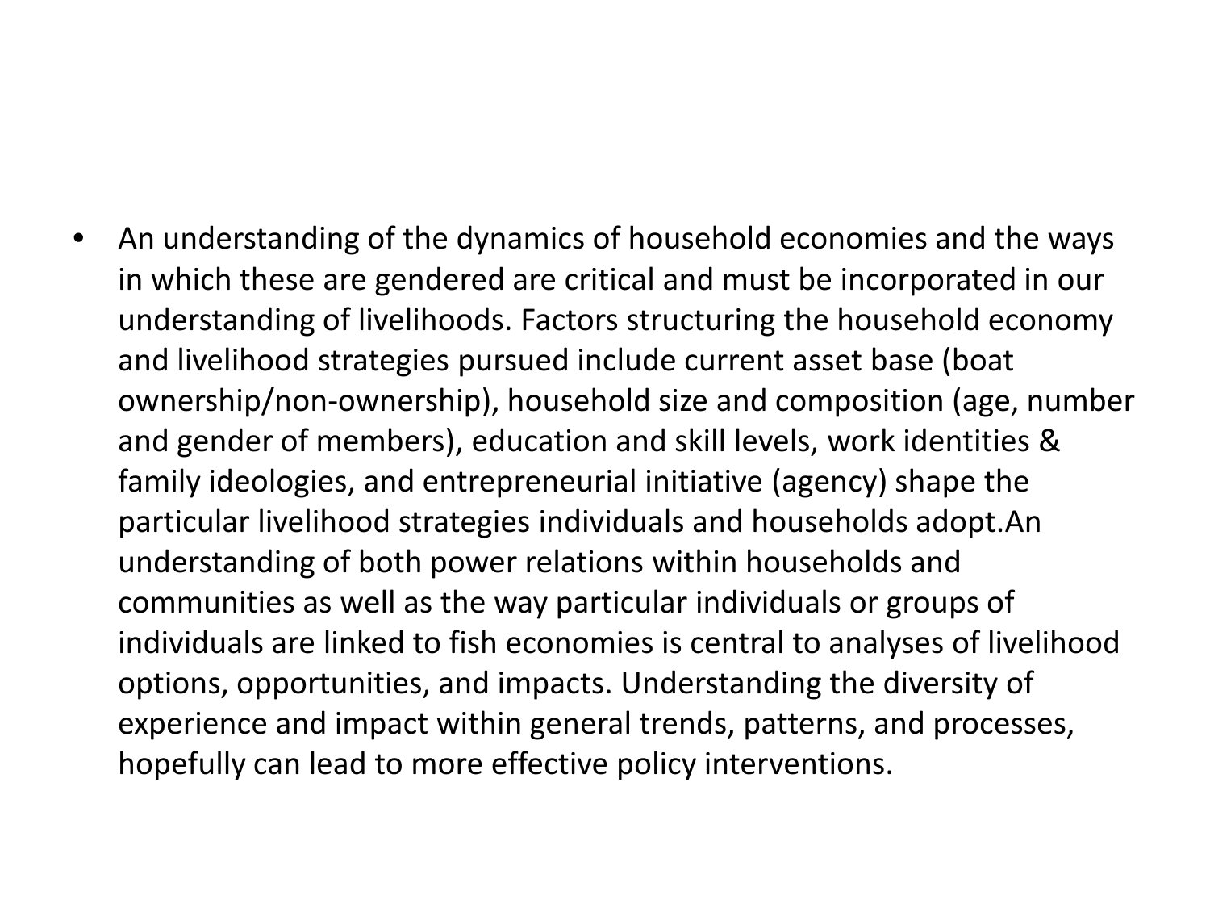- An understanding of the dynamics of household economies and the ways in which these are gendered are critical and must be incorporated in our understanding of livelihoods. Factors structuring the household economy and livelihood strategies pursued include current asset base (boat ownership/non-ownership), household size and composition (age, number and gender of members), education and skill levels, work identities & family ideologies, and entrepreneurial initiative (agency) shape the particular livelihood strategies individuals and households adopt.An understanding of both power relations within households and communities as well as the way particular individuals or groups of individuals are linked to fish economies is central to analyses of livelihood options, opportunities, and impacts. Understanding the diversity of experience and impact within general trends, patterns, and processes, hopefully can lead to more effective policy interventions.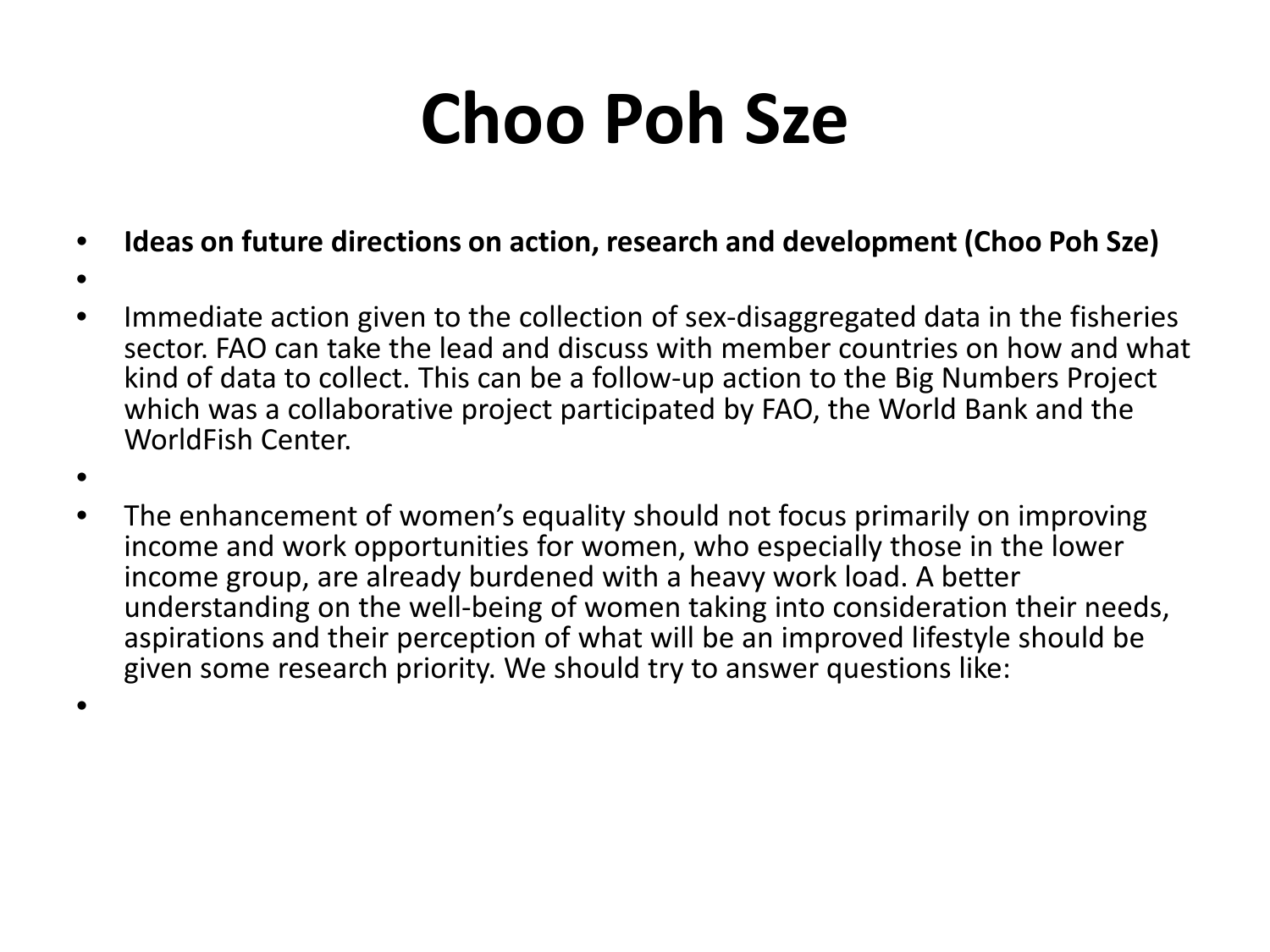# Choo Poh Sze

- **Ideas on future directions on action, research and development (Choo Poh Sze)**
- Immediate action given to the collection of sex-disaggregated data in the fisheries sector. FAO can take the lead and discuss with member countries on how and what kind of data to collect. This can be a follow-up action to the Big Numbers Project which was a collaborative project participated by FAO, the World Bank and the WorldFish Center.
- The enhancement of women's equality should not focus primarily on improving income and work opportunities for women, who especially those in the lower income group, are already burdened with a heavy work load. A better understanding on the well-being of women taking into consideration their needs, aspirations and their perception of what will be an improved lifestyle should be given some research priority. We should try to answer questions like: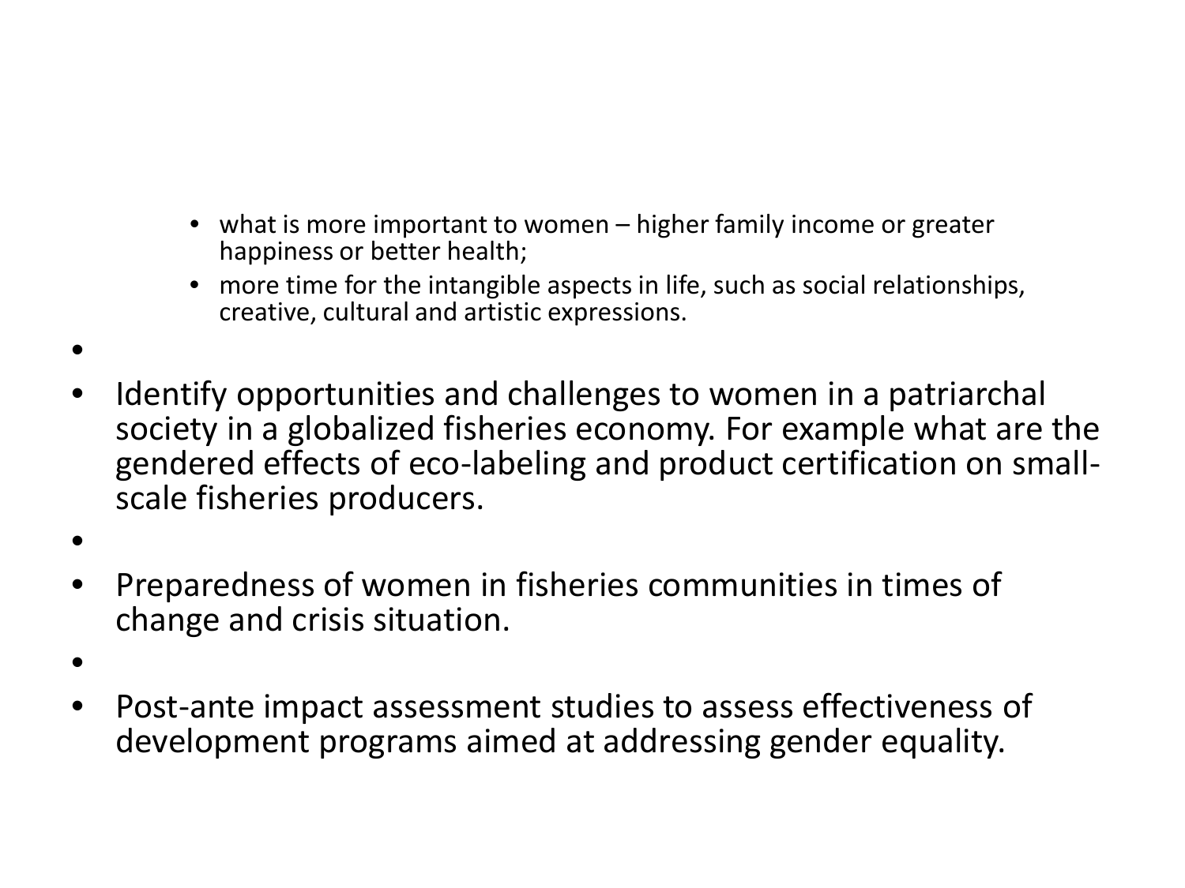- what is more important to women – higher family income or greater happiness or better health;
  - more time for the intangible aspects in life, such as social relationships, creative, cultural and artistic expressions.

- Identify opportunities and challenges to women in a patriarchal society in a globalized fisheries economy. For example what are the gendered effects of eco-labeling and product certification on small-scale fisheries producers.

- Preparedness of women in fisheries communities in times of change and crisis situation.

- Post-ante impact assessment studies to assess effectiveness of development programs aimed at addressing gender equality.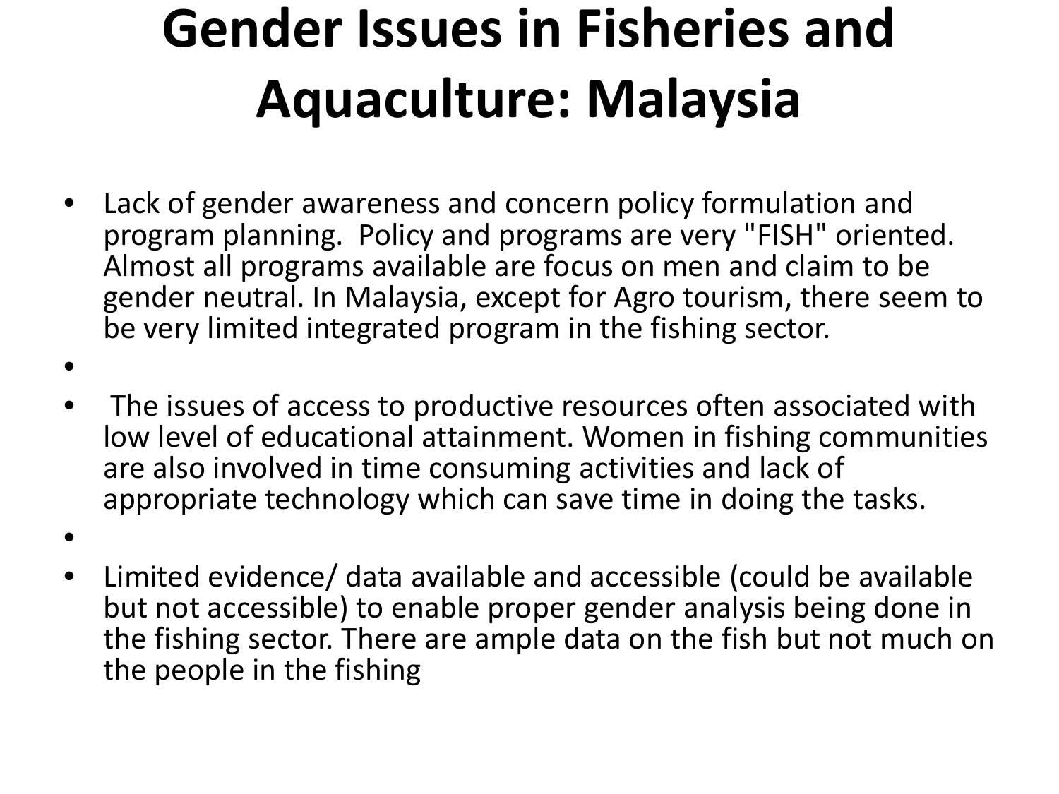# Gender Issues in Fisheries and Aquaculture: Malaysia

- Lack of gender awareness and concern policy formulation and program planning. Policy and programs are very "FISH" oriented. Almost all programs available are focus on men and claim to be gender neutral. In Malaysia, except for Agro tourism, there seem to be very limited integrated program in the fishing sector.
- The issues of access to productive resources often associated with low level of educational attainment. Women in fishing communities are also involved in time consuming activities and lack of appropriate technology which can save time in doing the tasks.
- Limited evidence/ data available and accessible (could be available but not accessible) to enable proper gender analysis being done in the fishing sector. There are ample data on the fish but not much on the people in the fishing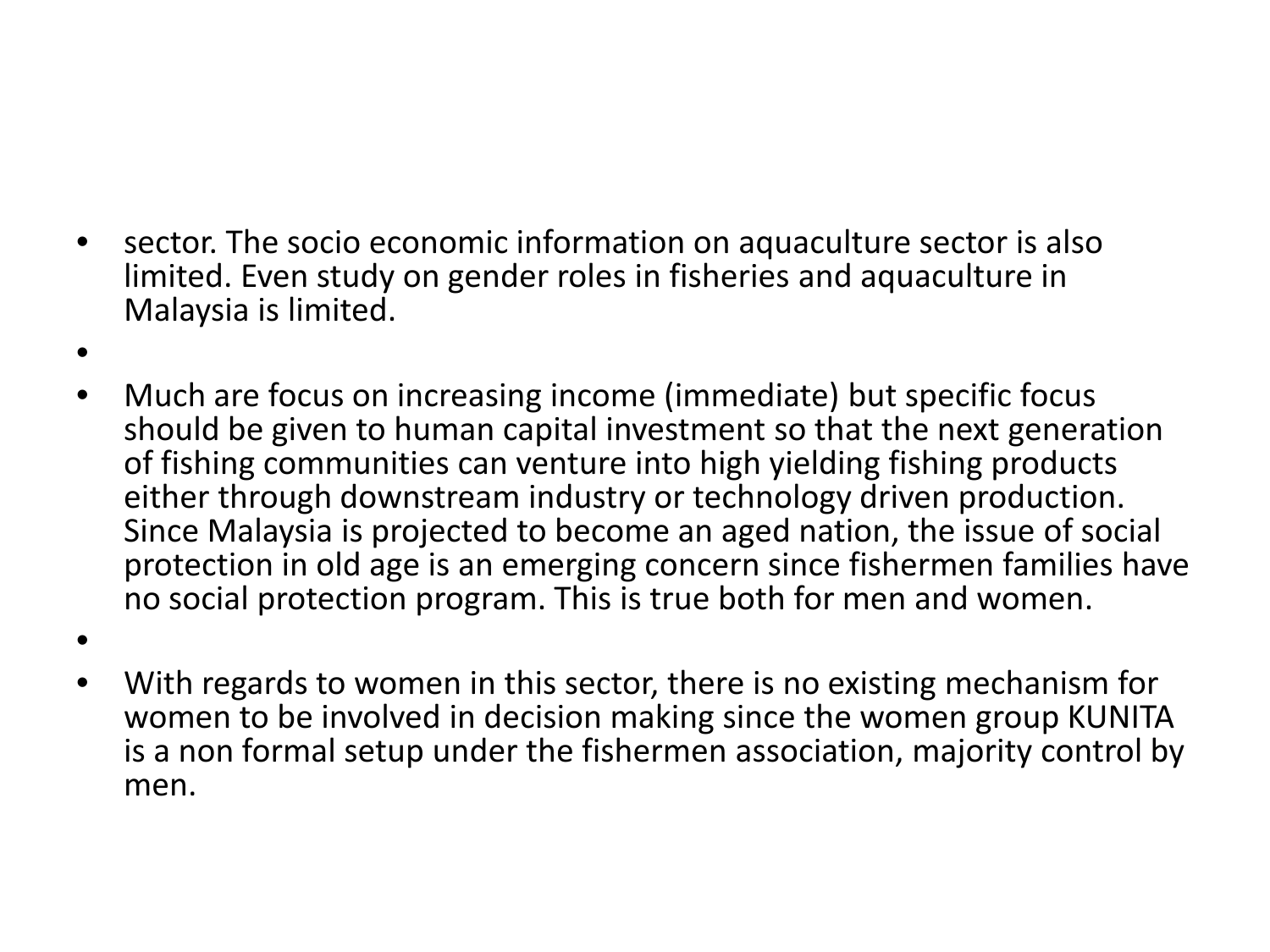- sector. The socio economic information on aquaculture sector is also limited. Even study on gender roles in fisheries and aquaculture in Malaysia is limited.
- Much are focus on increasing income (immediate) but specific focus should be given to human capital investment so that the next generation of fishing communities can venture into high yielding fishing products either through downstream industry or technology driven production. Since Malaysia is projected to become an aged nation, the issue of social protection in old age is an emerging concern since fishermen families have no social protection program. This is true both for men and women.
- With regards to women in this sector, there is no existing mechanism for women to be involved in decision making since the women group KUNITA is a non formal setup under the fishermen association, majority control by men.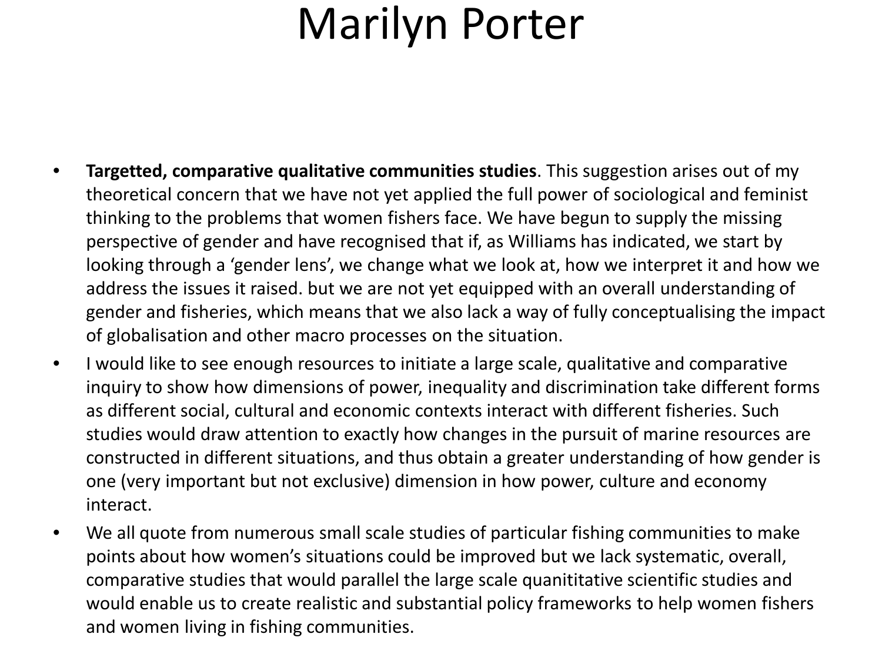# Marilyn Porter

- **Targetted, comparative qualitative communities studies**. This suggestion arises out of my theoretical concern that we have not yet applied the full power of sociological and feminist thinking to the problems that women fishers face. We have begun to supply the missing perspective of gender and have recognised that if, as Williams has indicated, we start by looking through a 'gender lens', we change what we look at, how we interpret it and how we address the issues it raised. but we are not yet equipped with an overall understanding of gender and fisheries, which means that we also lack a way of fully conceptualising the impact of globalisation and other macro processes on the situation.
- I would like to see enough resources to initiate a large scale, qualitative and comparative inquiry to show how dimensions of power, inequality and discrimination take different forms as different social, cultural and economic contexts interact with different fisheries. Such studies would draw attention to exactly how changes in the pursuit of marine resources are constructed in different situations, and thus obtain a greater understanding of how gender is one (very important but not exclusive) dimension in how power, culture and economy interact.
- We all quote from numerous small scale studies of particular fishing communities to make points about how women's situations could be improved but we lack systematic, overall, comparative studies that would parallel the large scale quanititative scientific studies and would enable us to create realistic and substantial policy frameworks to help women fishers and women living in fishing communities.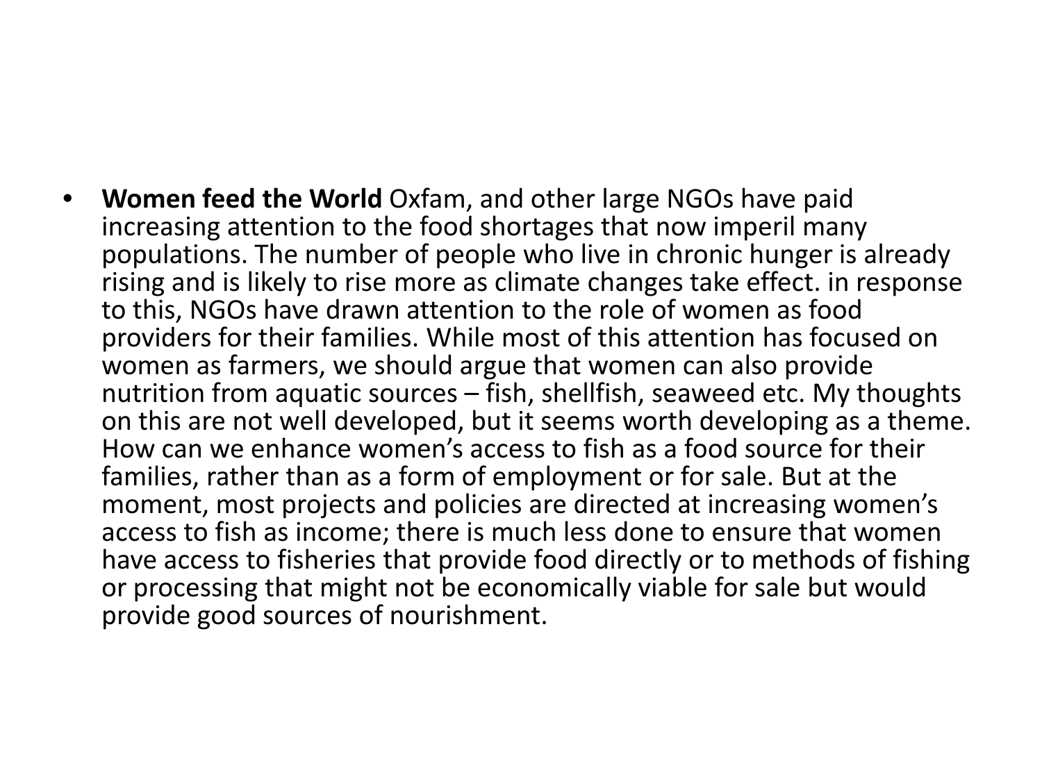- **Women feed the World** Oxfam, and other large NGOs have paid increasing attention to the food shortages that now imperil many populations. The number of people who live in chronic hunger is already rising and is likely to rise more as climate changes take effect. in response to this, NGOs have drawn attention to the role of women as food providers for their families. While most of this attention has focused on women as farmers, we should argue that women can also provide nutrition from aquatic sources – fish, shellfish, seaweed etc. My thoughts on this are not well developed, but it seems worth developing as a theme. How can we enhance women's access to fish as a food source for their families, rather than as a form of employment or for sale. But at the moment, most projects and policies are directed at increasing women's access to fish as income; there is much less done to ensure that women have access to fisheries that provide food directly or to methods of fishing or processing that might not be economically viable for sale but would provide good sources of nourishment.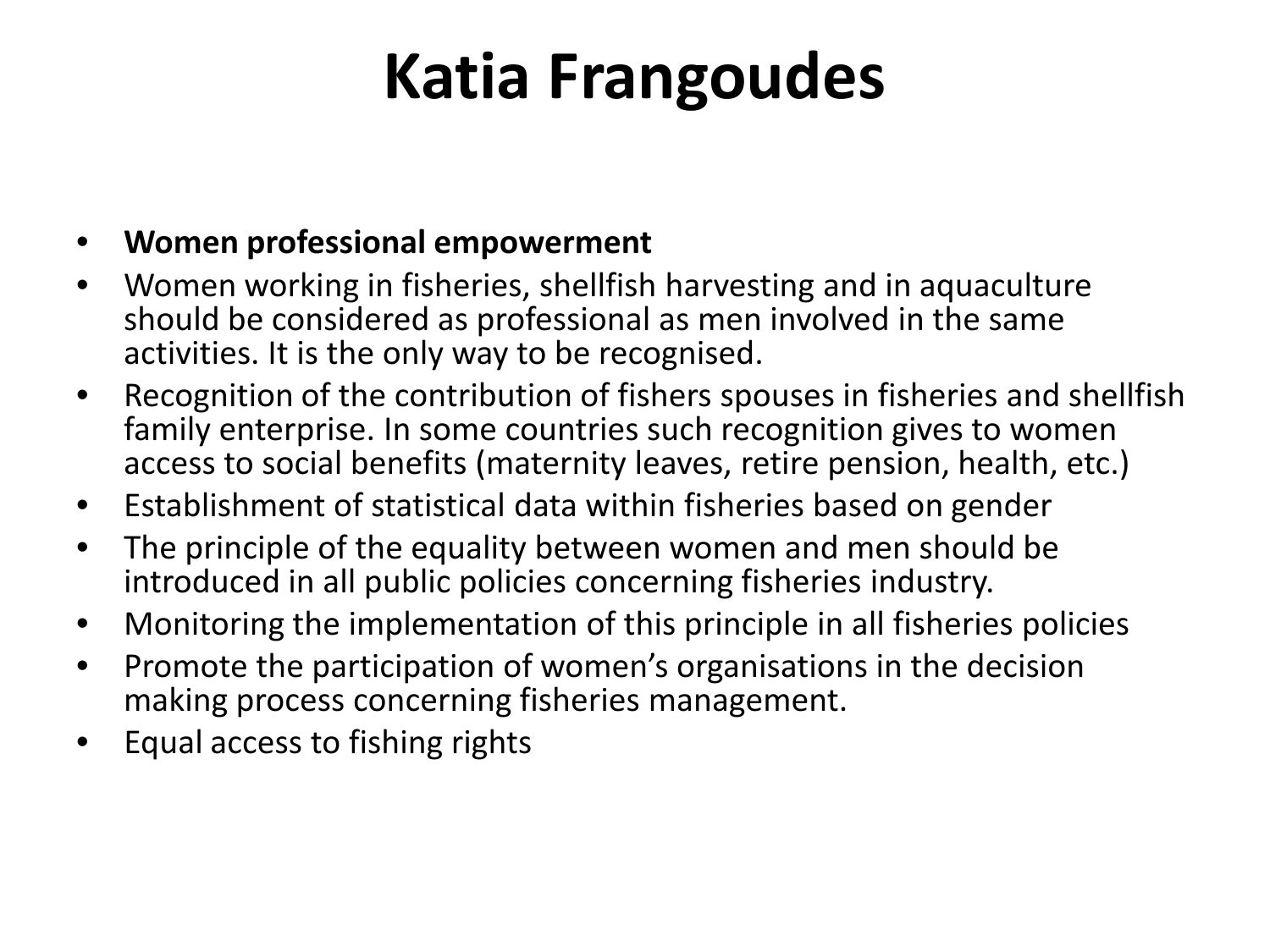# Katia Frangoudes

- **Women professional empowerment**
- Women working in fisheries, shellfish harvesting and in aquaculture should be considered as professional as men involved in the same activities. It is the only way to be recognised.
- Recognition of the contribution of fishers spouses in fisheries and shellfish family enterprise. In some countries such recognition gives to women access to social benefits (maternity leaves, retire pension, health, etc.)
- Establishment of statistical data within fisheries based on gender
- The principle of the equality between women and men should be introduced in all public policies concerning fisheries industry.
- Monitoring the implementation of this principle in all fisheries policies
- Promote the participation of women's organisations in the decision making process concerning fisheries management.
- Equal access to fishing rights